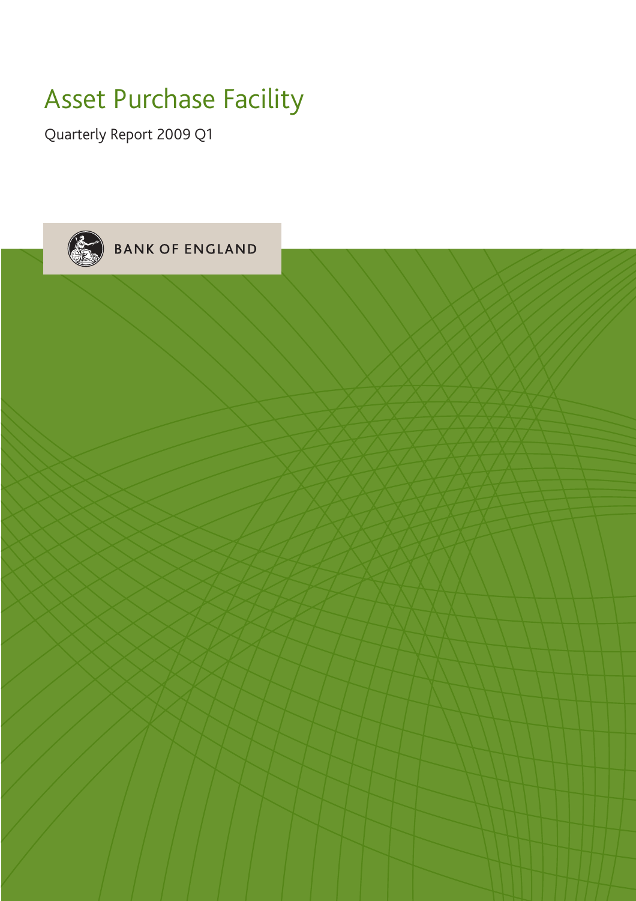# Asset Purchase Facility

Quarterly Report 2009 Q1

BANK OF ENGLAND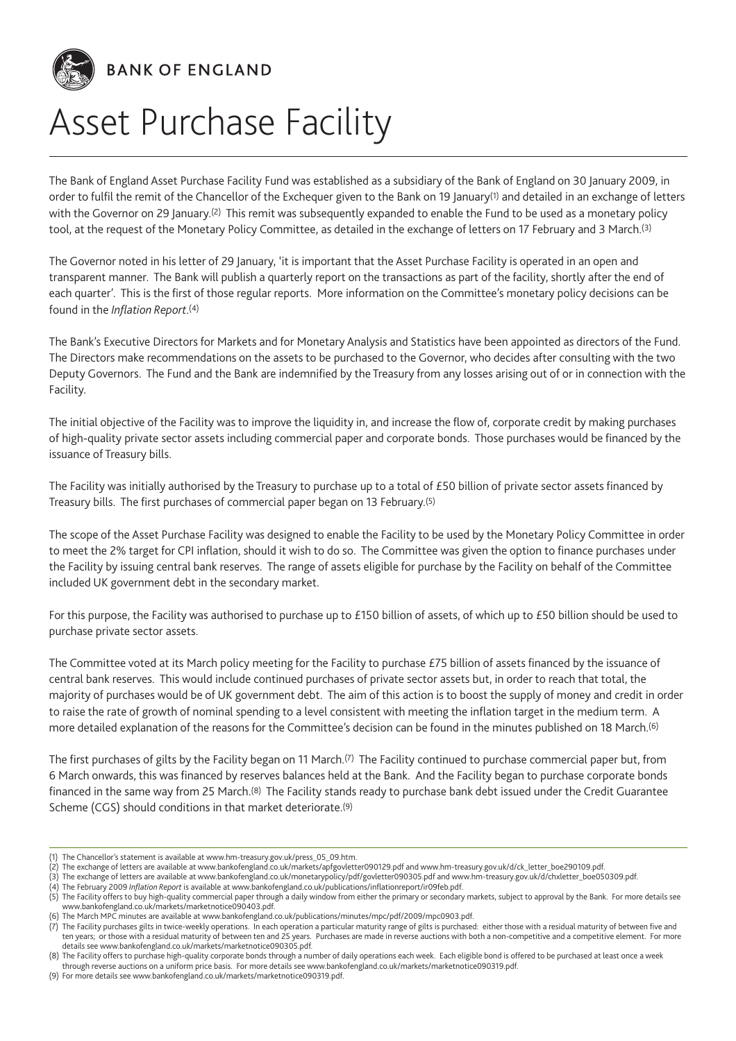**BANK OF ENGLAND**

# Asset Purchase Facility

The Bank of England Asset Purchase Facility Fund was established as a subsidiary of the Bank of England on 30 January 2009, in order to fulfil the remit of the Chancellor of the Exchequer given to the Bank on 19 January[1] and detailed in an exchange of letters with the Governor on 29 January.[2] This remit was subsequently expanded to enable the Fund to be used as a monetary policy tool, at the request of the Monetary Policy Committee, as detailed in the exchange of letters on 17 February and 3 March.[3]

The Governor noted in his letter of 29 January, 'it is important that the Asset Purchase Facility is operated in an open and transparent manner. The Bank will publish a quarterly report on the transactions as part of the facility, shortly after the end of each quarter'. This is the first of those regular reports. More information on the Committee's monetary policy decisions can be found in the *Inflation Report*.[4]

The Bank's Executive Directors for Markets and for Monetary Analysis and Statistics have been appointed as directors of the Fund. The Directors make recommendations on the assets to be purchased to the Governor, who decides after consulting with the two Deputy Governors. The Fund and the Bank are indemnified by the Treasury from any losses arising out of or in connection with the Facility.

The initial objective of the Facility was to improve the liquidity in, and increase the flow of, corporate credit by making purchases of high-quality private sector assets including commercial paper and corporate bonds. Those purchases would be financed by the issuance of Treasury bills.

The Facility was initially authorised by the Treasury to purchase up to a total of £50 billion of private sector assets financed by Treasury bills. The first purchases of commercial paper began on 13 February.[5]

The scope of the Asset Purchase Facility was designed to enable the Facility to be used by the Monetary Policy Committee in order to meet the 2% target for CPI inflation, should it wish to do so. The Committee was given the option to finance purchases under the Facility by issuing central bank reserves. The range of assets eligible for purchase by the Facility on behalf of the Committee included UK government debt in the secondary market.

For this purpose, the Facility was authorised to purchase up to £150 billion of assets, of which up to £50 billion should be used to purchase private sector assets.

The Committee voted at its March policy meeting for the Facility to purchase £75 billion of assets financed by the issuance of central bank reserves. This would include continued purchases of private sector assets but, in order to reach that total, the majority of purchases would be of UK government debt. The aim of this action is to boost the supply of money and credit in order to raise the rate of growth of nominal spending to a level consistent with meeting the inflation target in the medium term. A more detailed explanation of the reasons for the Committee's decision can be found in the minutes published on 18 March.[6]

The first purchases of gilts by the Facility began on 11 March.[7] The Facility continued to purchase commercial paper but, from 6 March onwards, this was financed by reserves balances held at the Bank. And the Facility began to purchase corporate bonds financed in the same way from 25 March.[8] The Facility stands ready to purchase bank debt issued under the Credit Guarantee Scheme (CGS) should conditions in that market deteriorate.[9]

---

(1) The Chancellor's statement is available at www.hm-treasury.gov.uk/press_05_09.htm.
(2) The exchange of letters are available at www.bankofengland.co.uk/markets/apfgovletter090129.pdf and www.hm-treasury.gov.uk/d/ck_letter_boe290109.pdf.
(3) The exchange of letters are available at www.bankofengland.co.uk/monetarypolicy/pdf/govletter090305.pdf and www.hm-treasury.gov.uk/d/chxletter_boe050309.pdf.
(4) The February 2009 *Inflation Report* is available at www.bankofengland.co.uk/publications/inflationreport/ir09feb.pdf.
(5) The Facility offers to buy high-quality commercial paper through a daily window from either the primary or secondary markets, subject to approval by the Bank. For more details see www.bankofengland.co.uk/markets/marketnotice090403.pdf.
(6) The March MPC minutes are available at www.bankofengland.co.uk/publications/minutes/mpc/pdf/2009/mpc0903.pdf.
(7) The Facility purchases gilts in twice-weekly operations. In each operation a particular maturity range of gilts is purchased: either those with a residual maturity of between five and ten years; or those with a residual maturity of between ten and 25 years. Purchases are made in reverse auctions with both a non-competitive and a competitive element. For more details see www.bankofengland.co.uk/markets/marketnotice090305.pdf.
(8) The Facility offers to purchase high-quality corporate bonds through a number of daily operations each week. Each eligible bond is offered to be purchased at least once a week through reverse auctions on a uniform price basis. For more details see www.bankofengland.co.uk/markets/marketnotice090319.pdf.
(9) For more details see www.bankofengland.co.uk/markets/marketnotice090319.pdf.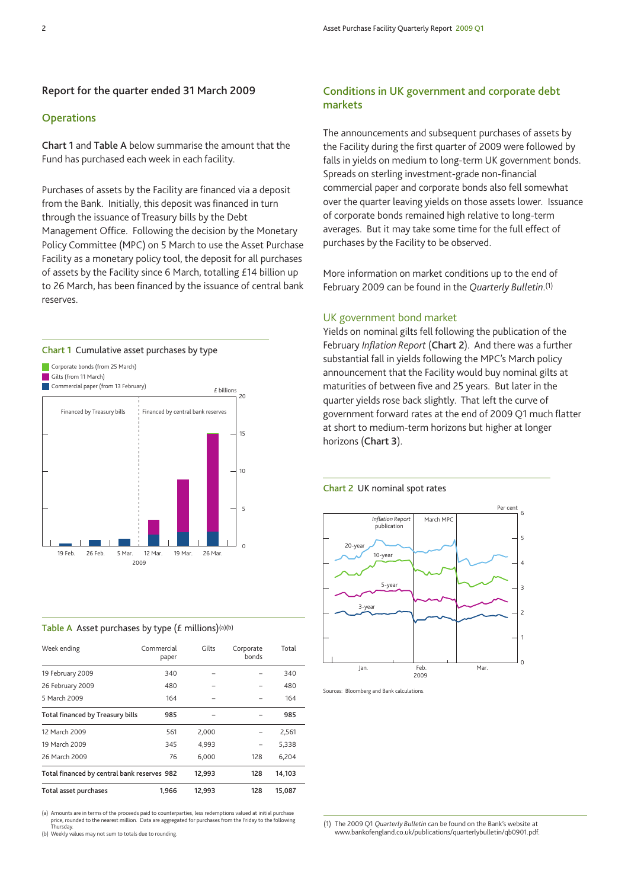## Report for the quarter ended 31 March 2009

### Operations

**Chart 1** and **Table A** below summarise the amount that the Fund has purchased each week in each facility.

Purchases of assets by the Facility are financed via a deposit from the Bank. Initially, this deposit was financed in turn through the issuance of Treasury bills by the Debt Management Office. Following the decision by the Monetary Policy Committee (MPC) on 5 March to use the Asset Purchase Facility as a monetary policy tool, the deposit for all purchases of assets by the Facility since 6 March, totalling £14 billion up to 26 March, has been financed by the issuance of central bank reserves.

**Chart 1** Cumulative asset purchases by type

**Table A** Asset purchases by type (£ millions)[(a)(b)]

| Week ending | Commercial paper | Gilts | Corporate bonds | Total |
|---|---|---|---|---|
| 19 February 2009 | 340 | – | – | 340 |
| 26 February 2009 | 480 | – | – | 480 |
| 5 March 2009 | 164 | – | – | 164 |
| **Total financed by Treasury bills** | **985** | **–** | **–** | **985** |
| 12 March 2009 | 561 | 2,000 | – | 2,561 |
| 19 March 2009 | 345 | 4,993 | – | 5,338 |
| 26 March 2009 | 76 | 6,000 | 128 | 6,204 |
| **Total financed by central bank reserves** | **982** | **12,993** | **128** | **14,103** |
| **Total asset purchases** | **1,966** | **12,993** | **128** | **15,087** |

(a) Amounts are in terms of the proceeds paid to counterparties, less redemptions valued at initial purchase price, rounded to the nearest million. Data are aggregated for purchases from the Friday to the following Thursday.
(b) Weekly values may not sum to totals due to rounding.

## Conditions in UK government and corporate debt markets

The announcements and subsequent purchases of assets by the Facility during the first quarter of 2009 were followed by falls in yields on medium to long-term UK government bonds. Spreads on sterling investment-grade non-financial commercial paper and corporate bonds also fell somewhat over the quarter leaving yields on those assets lower. Issuance of corporate bonds remained high relative to long-term averages. But it may take some time for the full effect of purchases by the Facility to be observed.

More information on market conditions up to the end of February 2009 can be found in the *Quarterly Bulletin*.[1]

### UK government bond market

Yields on nominal gilts fell following the publication of the February *Inflation Report* (**Chart 2**). And there was a further substantial fall in yields following the MPC's March policy announcement that the Facility would buy nominal gilts at maturities of between five and 25 years. But later in the quarter yields rose back slightly. That left the curve of government forward rates at the end of 2009 Q1 much flatter at short to medium-term horizons but higher at longer horizons (**Chart 3**).

**Chart 2** UK nominal spot rates

Sources: Bloomberg and Bank calculations.

(1) The 2009 Q1 *Quarterly Bulletin* can be found on the Bank's website at www.bankofengland.co.uk/publications/quarterlybulletin/qb0901.pdf.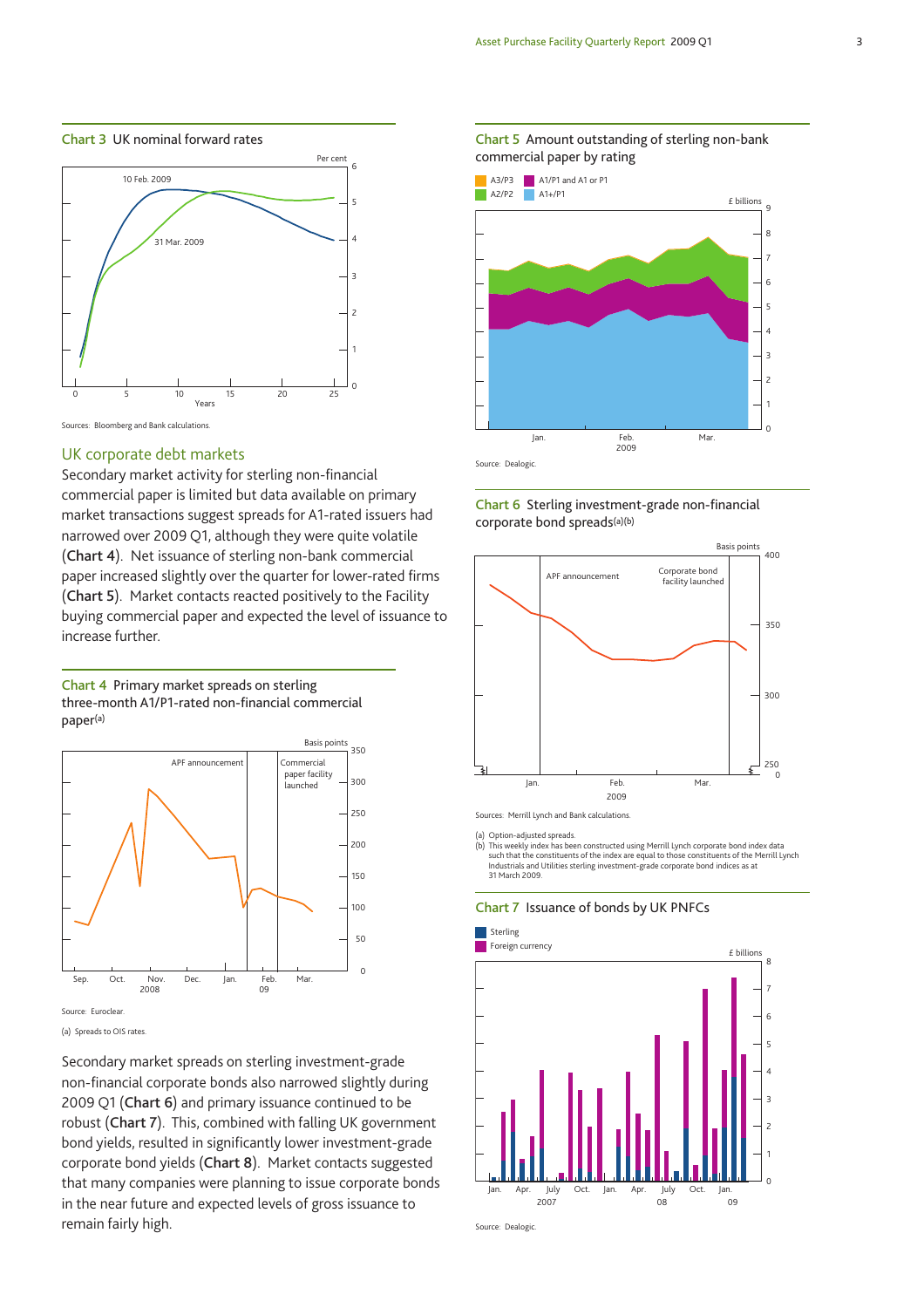**Chart 3** UK nominal forward rates

Sources: Bloomberg and Bank calculations.

## UK corporate debt markets

Secondary market activity for sterling non-financial commercial paper is limited but data available on primary market transactions suggest spreads for A1-rated issuers had narrowed over 2009 Q1, although they were quite volatile (**Chart 4**). Net issuance of sterling non-bank commercial paper increased slightly over the quarter for lower-rated firms (**Chart 5**). Market contacts reacted positively to the Facility buying commercial paper and expected the level of issuance to increase further.

**Chart 4** Primary market spreads on sterling three-month A1/P1-rated non-financial commercial paper(a)

Source: Euroclear.

(a) Spreads to OIS rates.

Secondary market spreads on sterling investment-grade non-financial corporate bonds also narrowed slightly during 2009 Q1 (**Chart 6**) and primary issuance continued to be robust (**Chart 7**). This, combined with falling UK government bond yields, resulted in significantly lower investment-grade corporate bond yields (**Chart 8**). Market contacts suggested that many companies were planning to issue corporate bonds in the near future and expected levels of gross issuance to remain fairly high.

**Chart 5** Amount outstanding of sterling non-bank commercial paper by rating

Source: Dealogic.

**Chart 6** Sterling investment-grade non-financial corporate bond spreads(a)(b)

Sources: Merrill Lynch and Bank calculations.

(a) Option-adjusted spreads.
(b) This weekly index has been constructed using Merrill Lynch corporate bond index data such that the constituents of the index are equal to those constituents of the Merrill Lynch Industrials and Utilities sterling investment-grade corporate bond indices as at 31 March 2009.

**Chart 7** Issuance of bonds by UK PNFCs

Source: Dealogic.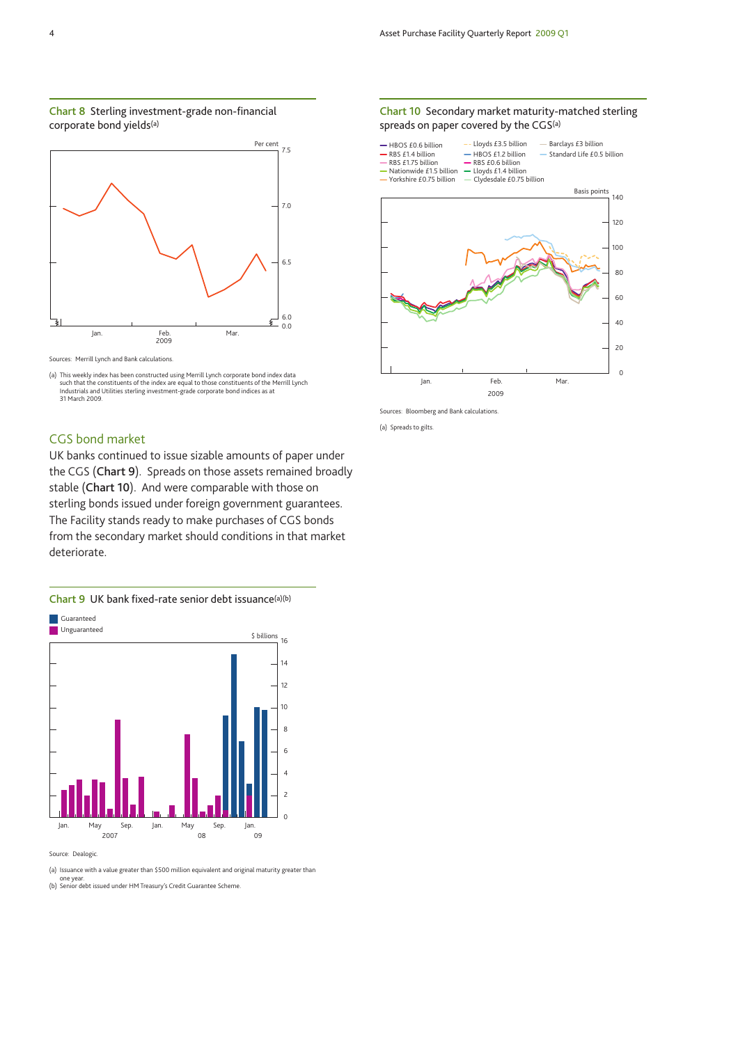## Chart 8 Sterling investment-grade non-financial corporate bond yields(a)

Per cent

7.5

7.0

6.5

6.0

0.0

Jan.

Feb.
2009

Mar.

Sources: Merrill Lynch and Bank calculations.

(a) This weekly index has been constructed using Merrill Lynch corporate bond index data such that the constituents of the index are equal to those constituents of the Merrill Lynch Industrials and Utilities sterling investment-grade corporate bond indices as at 31 March 2009.

## CGS bond market

UK banks continued to issue sizable amounts of paper under the CGS (**Chart 9**). Spreads on those assets remained broadly stable (**Chart 10**). And were comparable with those on sterling bonds issued under foreign government guarantees. The Facility stands ready to make purchases of CGS bonds from the secondary market should conditions in that market deteriorate.

## Chart 9 UK bank fixed-rate senior debt issuance(a)(b)

Guaranteed

Unguaranteed

$ billions

16

14

12

10

8

6

4

2

0

Jan. May Sep. Jan. May Sep. Jan.

2007 08 09

Source: Dealogic.

(a) Issuance with a value greater than $500 million equivalent and original maturity greater than one year.

(b) Senior debt issued under HM Treasury's Credit Guarantee Scheme.

## Chart 10 Secondary market maturity-matched sterling spreads on paper covered by the CGS(a)

HBOS £0.6 billion

RBS £1.4 billion

RBS £1.75 billion

Nationwide £1.5 billion

Yorkshire £0.75 billion

Lloyds £3.5 billion

HBOS £1.2 billion

RBS £0.6 billion

Lloyds £1.4 billion

Clydesdale £0.75 billion

Barclays £3 billion

Standard Life £0.5 billion

Basis points

140

120

100

80

60

40

20

0

Jan.

Feb.
2009

Mar.

Sources: Bloomberg and Bank calculations.

(a) Spreads to gilts.